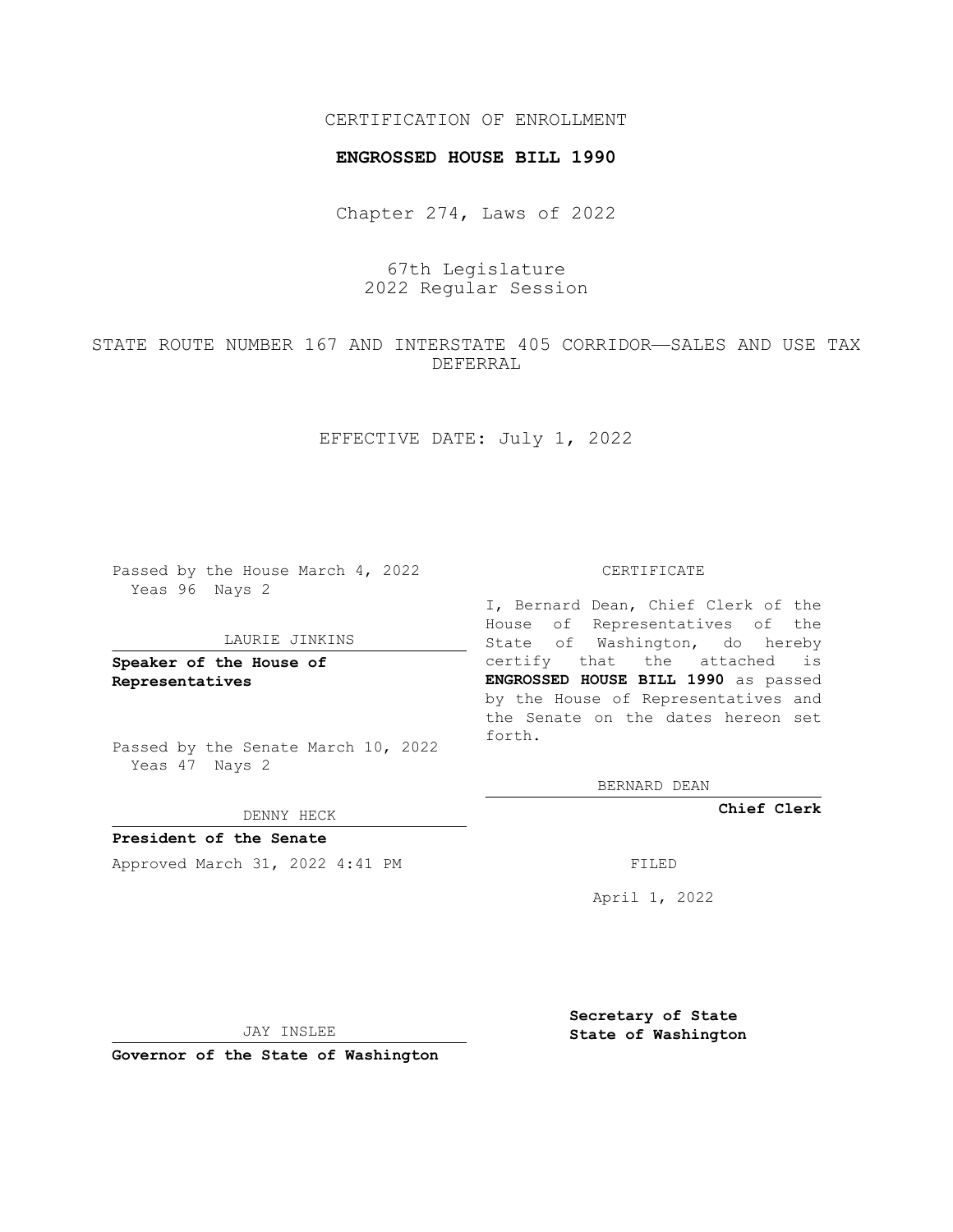CERTIFICATION OF ENROLLMENT

**ENGROSSED HOUSE BILL 1990**

Chapter 274, Laws of 2022

67th Legislature
2022 Regular Session

STATE ROUTE NUMBER 167 AND INTERSTATE 405 CORRIDOR—SALES AND USE TAX DEFERRAL

EFFECTIVE DATE: July 1, 2022

Passed by the House March 4, 2022
Yeas 96 Nays 2

LAURIE JINKINS

**Speaker of the House of Representatives**

Passed by the Senate March 10, 2022
Yeas 47 Nays 2

DENNY HECK

**President of the Senate**

Approved March 31, 2022 4:41 PM

JAY INSLEE

**Governor of the State of Washington**

CERTIFICATE

I, Bernard Dean, Chief Clerk of the House of Representatives of the State of Washington, do hereby certify that the attached is **ENGROSSED HOUSE BILL 1990** as passed by the House of Representatives and the Senate on the dates hereon set forth.

BERNARD DEAN

**Chief Clerk**

FILED

April 1, 2022

**Secretary of State State of Washington**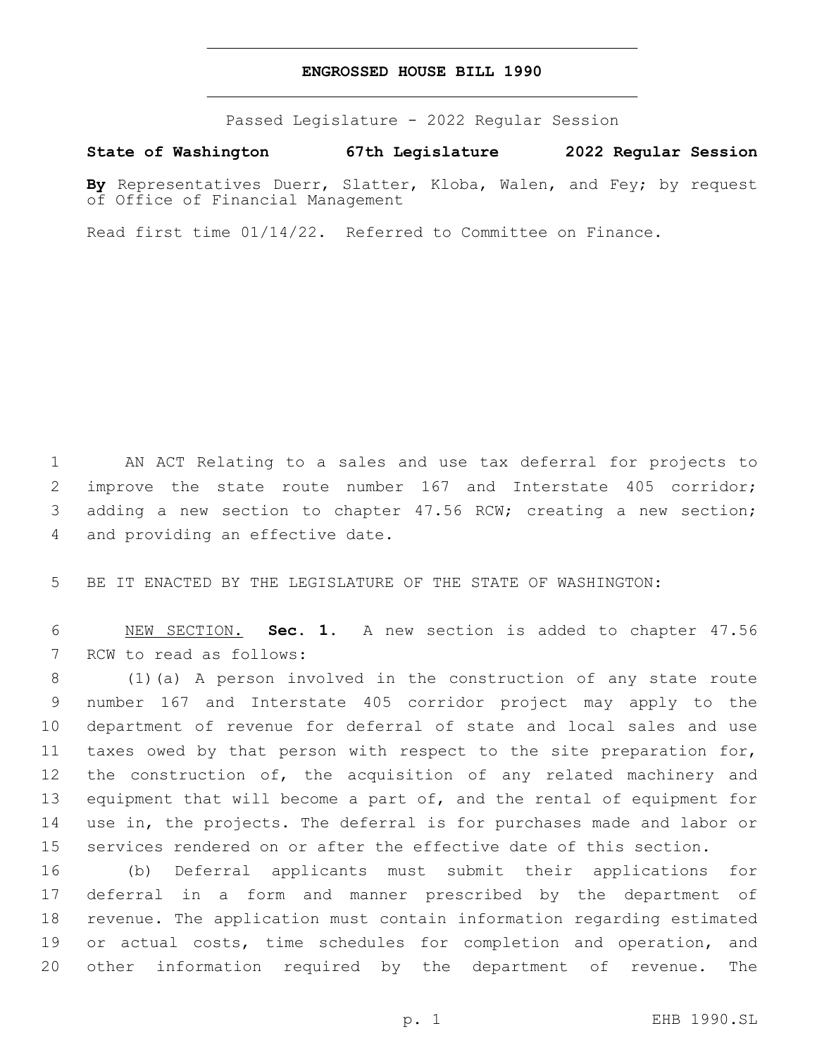# ENGROSSED HOUSE BILL 1990

Passed Legislature - 2022 Regular Session

**State of Washington 67th Legislature 2022 Regular Session**

**By** Representatives Duerr, Slatter, Kloba, Walen, and Fey; by request of Office of Financial Management

Read first time 01/14/22. Referred to Committee on Finance.

AN ACT Relating to a sales and use tax deferral for projects to improve the state route number 167 and Interstate 405 corridor; adding a new section to chapter 47.56 RCW; creating a new section; and providing an effective date.

BE IT ENACTED BY THE LEGISLATURE OF THE STATE OF WASHINGTON:

NEW SECTION. **Sec. 1.** A new section is added to chapter 47.56 RCW to read as follows:

(1)(a) A person involved in the construction of any state route number 167 and Interstate 405 corridor project may apply to the department of revenue for deferral of state and local sales and use taxes owed by that person with respect to the site preparation for, the construction of, the acquisition of any related machinery and equipment that will become a part of, and the rental of equipment for use in, the projects. The deferral is for purchases made and labor or services rendered on or after the effective date of this section.

(b) Deferral applicants must submit their applications for deferral in a form and manner prescribed by the department of revenue. The application must contain information regarding estimated or actual costs, time schedules for completion and operation, and other information required by the department of revenue. The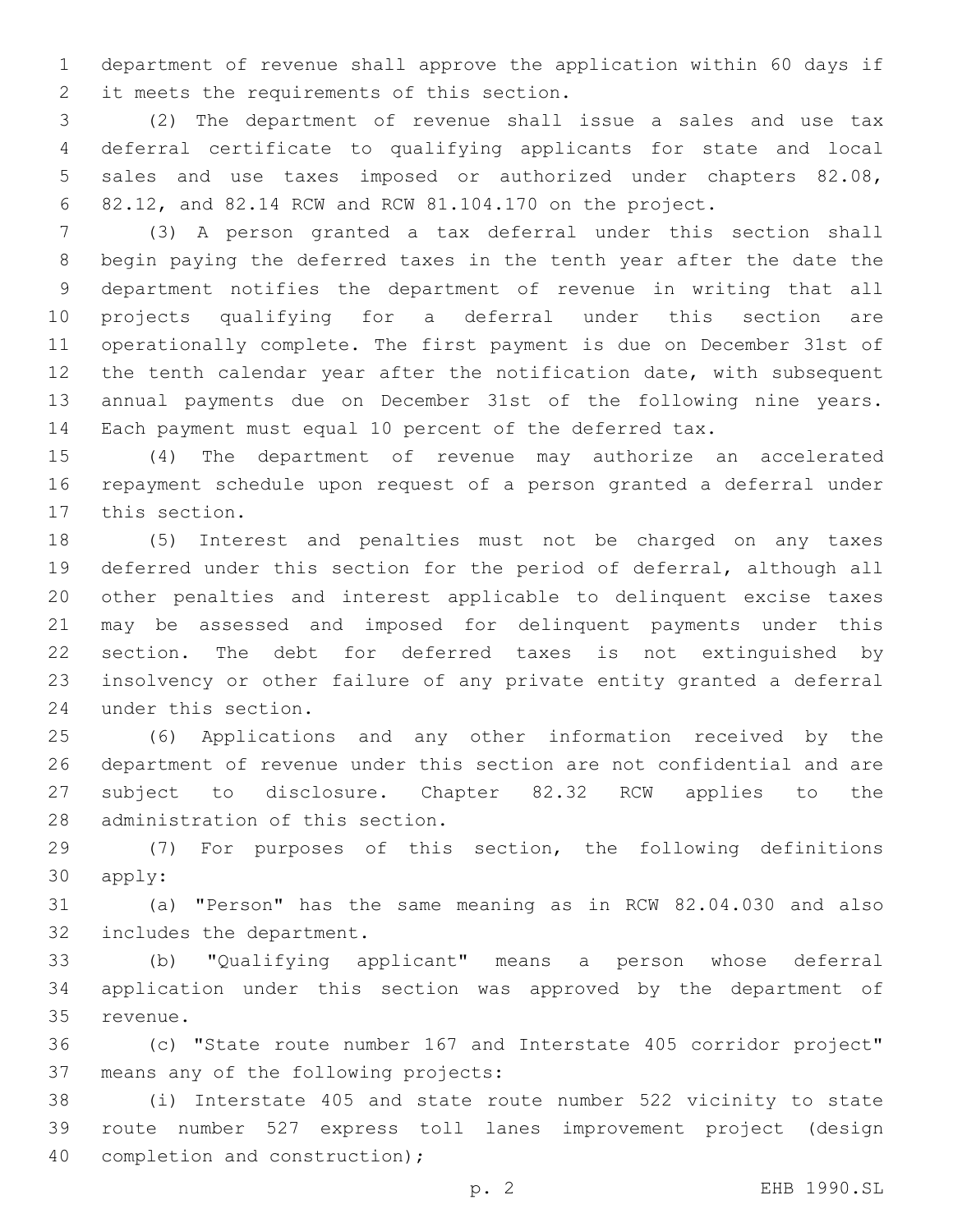department of revenue shall approve the application within 60 days if it meets the requirements of this section.

(2) The department of revenue shall issue a sales and use tax deferral certificate to qualifying applicants for state and local sales and use taxes imposed or authorized under chapters 82.08, 82.12, and 82.14 RCW and RCW 81.104.170 on the project.

(3) A person granted a tax deferral under this section shall begin paying the deferred taxes in the tenth year after the date the department notifies the department of revenue in writing that all projects qualifying for a deferral under this section are operationally complete. The first payment is due on December 31st of the tenth calendar year after the notification date, with subsequent annual payments due on December 31st of the following nine years. Each payment must equal 10 percent of the deferred tax.

(4) The department of revenue may authorize an accelerated repayment schedule upon request of a person granted a deferral under this section.

(5) Interest and penalties must not be charged on any taxes deferred under this section for the period of deferral, although all other penalties and interest applicable to delinquent excise taxes may be assessed and imposed for delinquent payments under this section. The debt for deferred taxes is not extinguished by insolvency or other failure of any private entity granted a deferral under this section.

(6) Applications and any other information received by the department of revenue under this section are not confidential and are subject to disclosure. Chapter 82.32 RCW applies to the administration of this section.

(7) For purposes of this section, the following definitions apply:

(a) "Person" has the same meaning as in RCW 82.04.030 and also includes the department.

(b) "Qualifying applicant" means a person whose deferral application under this section was approved by the department of revenue.

(c) "State route number 167 and Interstate 405 corridor project" means any of the following projects:

(i) Interstate 405 and state route number 522 vicinity to state route number 527 express toll lanes improvement project (design completion and construction);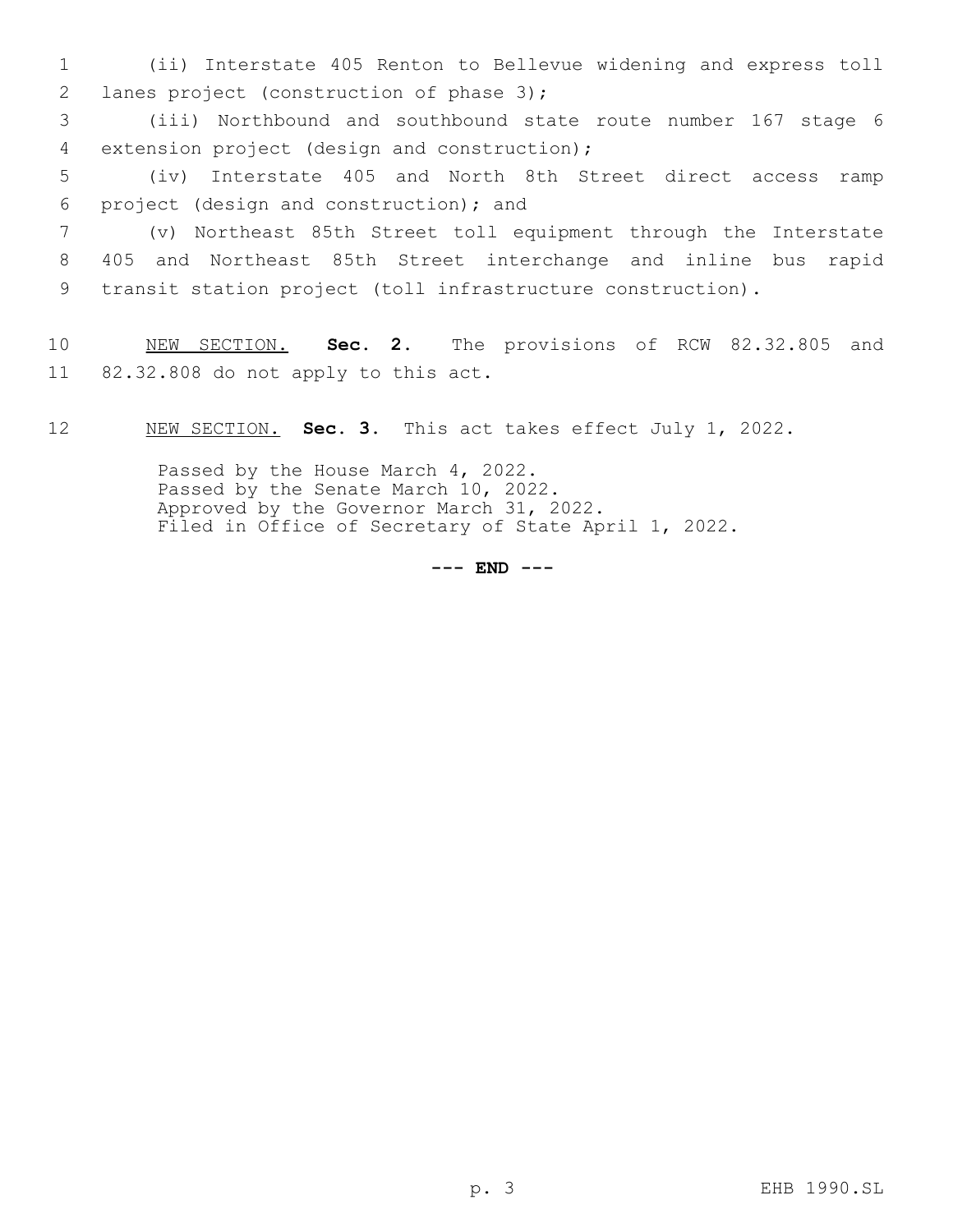(ii) Interstate 405 Renton to Bellevue widening and express toll lanes project (construction of phase 3);

(iii) Northbound and southbound state route number 167 stage 6 extension project (design and construction);

(iv) Interstate 405 and North 8th Street direct access ramp project (design and construction); and

(v) Northeast 85th Street toll equipment through the Interstate 405 and Northeast 85th Street interchange and inline bus rapid transit station project (toll infrastructure construction).

NEW SECTION. **Sec. 2.** The provisions of RCW 82.32.805 and 82.32.808 do not apply to this act.

NEW SECTION. **Sec. 3.** This act takes effect July 1, 2022.

Passed by the House March 4, 2022.
Passed by the Senate March 10, 2022.
Approved by the Governor March 31, 2022.
Filed in Office of Secretary of State April 1, 2022.

**--- END ---**